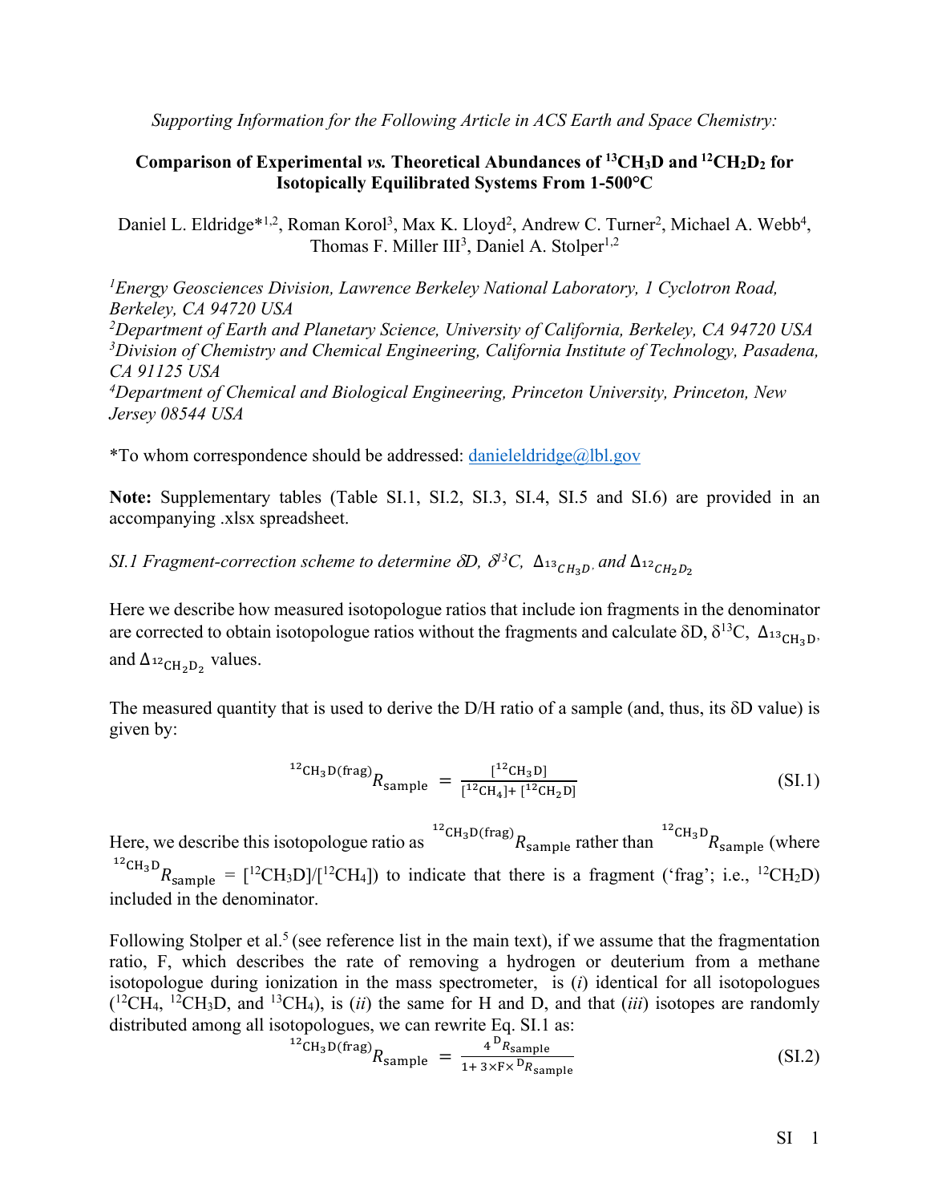*Supporting Information for the Following Article in ACS Earth and Space Chemistry:*

**Comparison of Experimental *vs.* Theoretical Abundances of $^{13}CH_3D$ and $^{12}CH_2D_2$ for Isotopically Equilibrated Systems From 1-500°C**

Daniel L. Eldridge*[1,2], Roman Korol[3], Max K. Lloyd[2], Andrew C. Turner[2], Michael A. Webb[4], Thomas F. Miller III[3], Daniel A. Stolper[1,2]

[1]*Energy Geosciences Division, Lawrence Berkeley National Laboratory, 1 Cyclotron Road, Berkeley, CA 94720 USA*
[2]*Department of Earth and Planetary Science, University of California, Berkeley, CA 94720 USA*
[3]*Division of Chemistry and Chemical Engineering, California Institute of Technology, Pasadena, CA 91125 USA*
[4]*Department of Chemical and Biological Engineering, Princeton University, Princeton, New Jersey 08544 USA*

*To whom correspondence should be addressed: danieleldridge@lbl.gov

**Note:** Supplementary tables (Table SI.1, SI.2, SI.3, SI.4, SI.5 and SI.6) are provided in an accompanying .xlsx spreadsheet.

*SI.1 Fragment-correction scheme to determine δD, $\delta^{13}C$, $\Delta_{^{13}CH_3D}$, and $\Delta_{^{12}CH_2D_2}$*

Here we describe how measured isotopologue ratios that include ion fragments in the denominator are corrected to obtain isotopologue ratios without the fragments and calculate δD, $\delta^{13}C$, $\Delta_{^{13}CH_3D}$, and $\Delta_{^{12}CH_2D_2}$ values.

The measured quantity that is used to derive the D/H ratio of a sample (and, thus, its δD value) is given by:

$$^{^{12}CH_3D(\text{frag})}R_{\text{sample}} = \frac{[^{12}CH_3D]}{[^{12}CH_4] + [^{12}CH_2D]} \tag{SI.1}$$

Here, we describe this isotopologue ratio as $^{^{12}CH_3D(\text{frag})}R_{\text{sample}}$ rather than $^{^{12}CH_3D}R_{\text{sample}}$ (where $^{^{12}CH_3D}R_{\text{sample}}$ = [$^{12}CH_3D$]/[$^{12}CH_4$]) to indicate that there is a fragment ('frag'; i.e., $^{12}CH_2D$) included in the denominator.

Following Stolper et al.[5] (see reference list in the main text), if we assume that the fragmentation ratio, F, which describes the rate of removing a hydrogen or deuterium from a methane isotopologue during ionization in the mass spectrometer, is (*i*) identical for all isotopologues ($^{12}CH_4$, $^{12}CH_3D$, and $^{13}CH_4$), is (*ii*) the same for H and D, and that (*iii*) isotopes are randomly distributed among all isotopologues, we can rewrite Eq. SI.1 as:

$$^{^{12}CH_3D(\text{frag})}R_{\text{sample}} = \frac{4\,{}^{D}R_{\text{sample}}}{1 + 3 \times F \times {}^{D}R_{\text{sample}}} \tag{SI.2}$$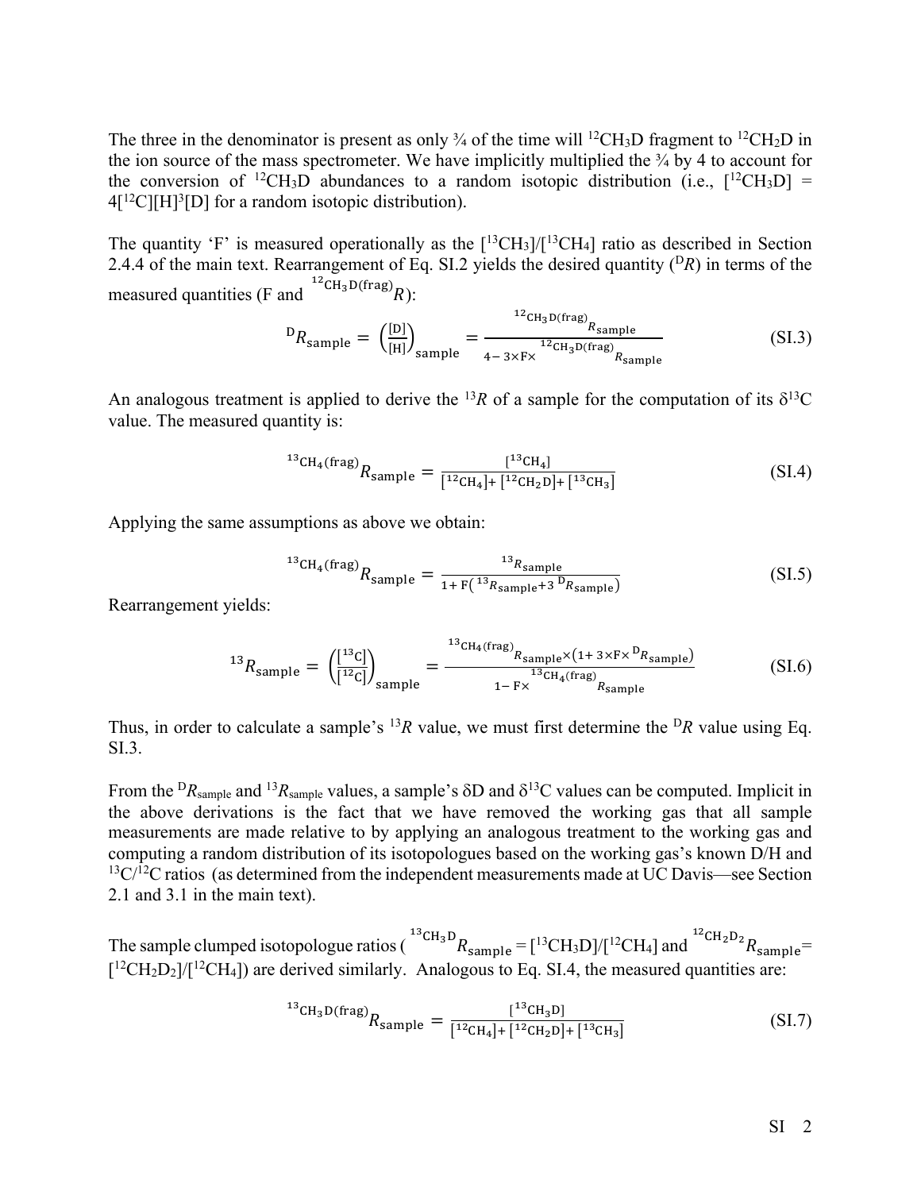The three in the denominator is present as only ¾ of the time will $^{12}CH_3D$ fragment to $^{12}CH_2D$ in the ion source of the mass spectrometer. We have implicitly multiplied the ¾ by 4 to account for the conversion of $^{12}CH_3D$ abundances to a random isotopic distribution (i.e., $[^{12}CH_3D] = 4[^{12}C][H]^3[D]$ for a random isotopic distribution).

The quantity 'F' is measured operationally as the $[^{13}CH_3]/[^{13}CH_4]$ ratio as described in Section 2.4.4 of the main text. Rearrangement of Eq. SI.2 yields the desired quantity ($^{D}R$) in terms of the measured quantities (F and $^{^{12}CH_3D(frag)}R$):

$$^{D}R_{\text{sample}} = \left(\frac{[D]}{[H]}\right)_{\text{sample}} = \frac{^{^{12}CH_3D(frag)}R_{\text{sample}}}{4 - 3\times F\times {^{^{12}CH_3D(frag)}R_{\text{sample}}}} \tag{SI.3}$$

An analogous treatment is applied to derive the $^{13}R$ of a sample for the computation of its $\delta^{13}C$ value. The measured quantity is:

$$^{^{13}CH_4(frag)}R_{\text{sample}} = \frac{[^{13}CH_4]}{[^{12}CH_4] + [^{12}CH_2D] + [^{13}CH_3]} \tag{SI.4}$$

Applying the same assumptions as above we obtain:

$$^{^{13}CH_4(frag)}R_{\text{sample}} = \frac{^{13}R_{\text{sample}}}{1 + F(^{13}R_{\text{sample}} + 3\ {^{D}R_{\text{sample}}})} \tag{SI.5}$$

Rearrangement yields:

$$^{13}R_{\text{sample}} = \left(\frac{[^{13}C]}{[^{12}C]}\right)_{\text{sample}} = \frac{^{^{13}CH_4(frag)}R_{\text{sample}} \times (1 + 3\times F\times {^{D}R_{\text{sample}}})}{1 - F\times {^{^{13}CH_4(frag)}R_{\text{sample}}}} \tag{SI.6}$$

Thus, in order to calculate a sample's $^{13}R$ value, we must first determine the $^{D}R$ value using Eq. SI.3.

From the $^{D}R_{\text{sample}}$ and $^{13}R_{\text{sample}}$ values, a sample's $\delta D$ and $\delta^{13}C$ values can be computed. Implicit in the above derivations is the fact that we have removed the working gas that all sample measurements are made relative to by applying an analogous treatment to the working gas and computing a random distribution of its isotopologues based on the working gas's known D/H and $^{13}C/^{12}C$ ratios (as determined from the independent measurements made at UC Davis—see Section 2.1 and 3.1 in the main text).

The sample clumped isotopologue ratios ($^{^{13}CH_3D}R_{\text{sample}} = [^{13}CH_3D]/[^{12}CH_4]$ and $^{^{12}CH_2D_2}R_{\text{sample}} = [^{12}CH_2D_2]/[^{12}CH_4]$) are derived similarly. Analogous to Eq. SI.4, the measured quantities are:

$$^{^{13}CH_3D(frag)}R_{\text{sample}} = \frac{[^{13}CH_3D]}{[^{12}CH_4] + [^{12}CH_2D] + [^{13}CH_3]} \tag{SI.7}$$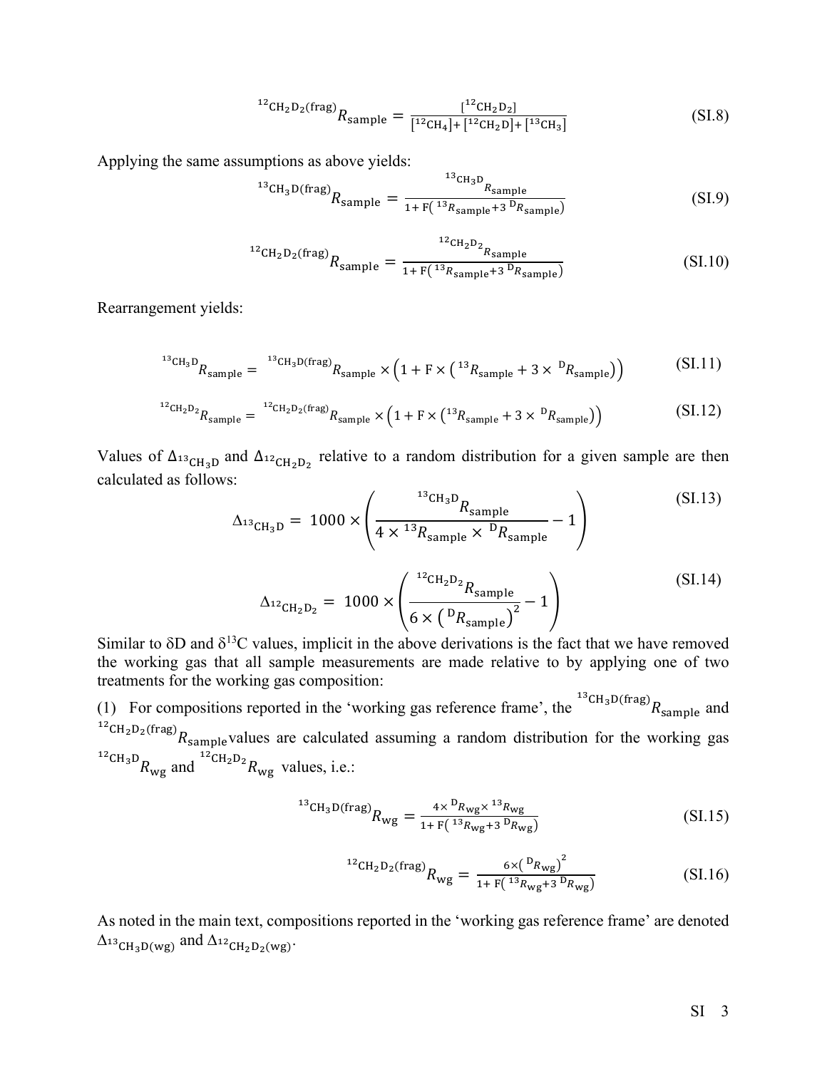$$^{12}\text{CH}_2\text{D}_2\text{(frag)}R_\text{sample} = \frac{[^{12}\text{CH}_2\text{D}_2]}{[^{12}\text{CH}_4] + [^{12}\text{CH}_2\text{D}] + [^{13}\text{CH}_3]} \tag{SI.8}$$

Applying the same assumptions as above yields:

$$^{13}\text{CH}_3\text{D(frag)}R_\text{sample} = \frac{^{13}\text{CH}_3\text{D}R_\text{sample}}{1 + \text{F}(\,^{13}R_\text{sample} + 3\,^{\text{D}}R_\text{sample})} \tag{SI.9}$$

$$^{12}\text{CH}_2\text{D}_2\text{(frag)}R_\text{sample} = \frac{^{12}\text{CH}_2\text{D}_2R_\text{sample}}{1 + \text{F}(\,^{13}R_\text{sample} + 3\,^{\text{D}}R_\text{sample})} \tag{SI.10}$$

Rearrangement yields:

$$^{13}\text{CH}_3\text{D}R_\text{sample} = \,^{13}\text{CH}_3\text{D(frag)}R_\text{sample} \times \left(1 + \text{F} \times (\,^{13}R_\text{sample} + 3 \times \,^{\text{D}}R_\text{sample})\right) \tag{SI.11}$$

$$^{12}\text{CH}_2\text{D}_2R_\text{sample} = \,^{12}\text{CH}_2\text{D}_2\text{(frag)}R_\text{sample} \times \left(1 + \text{F} \times (\,^{13}R_\text{sample} + 3 \times \,^{\text{D}}R_\text{sample})\right) \tag{SI.12}$$

Values of $\Delta_{^{13}\text{CH}_3\text{D}}$ and $\Delta_{^{12}\text{CH}_2\text{D}_2}$ relative to a random distribution for a given sample are then calculated as follows:

$$\Delta_{^{13}\text{CH}_3\text{D}} = 1000 \times \left( \frac{^{13}\text{CH}_3\text{D}R_\text{sample}}{4 \times \,^{13}R_\text{sample} \times \,^{\text{D}}R_\text{sample}} - 1 \right) \tag{SI.13}$$

$$\Delta_{^{12}\text{CH}_2\text{D}_2} = 1000 \times \left( \frac{^{12}\text{CH}_2\text{D}_2R_\text{sample}}{6 \times (\,^{\text{D}}R_\text{sample})^2} - 1 \right) \tag{SI.14}$$

Similar to δD and $\delta^{13}$C values, implicit in the above derivations is the fact that we have removed the working gas that all sample measurements are made relative to by applying one of two treatments for the working gas composition:

(1) For compositions reported in the 'working gas reference frame', the $^{13}\text{CH}_3\text{D(frag)}R_\text{sample}$ and $^{12}\text{CH}_2\text{D}_2\text{(frag)}R_\text{sample}$ values are calculated assuming a random distribution for the working gas $^{12}\text{CH}_3\text{D}R_\text{wg}$ and $^{12}\text{CH}_2\text{D}_2R_\text{wg}$ values, i.e.:

$$^{13}\text{CH}_3\text{D(frag)}R_\text{wg} = \frac{4 \times \,^{\text{D}}R_\text{wg} \times \,^{13}R_\text{wg}}{1 + \text{F}(\,^{13}R_\text{wg} + 3\,^{\text{D}}R_\text{wg})} \tag{SI.15}$$

$$^{12}\text{CH}_2\text{D}_2\text{(frag)}R_\text{wg} = \frac{6 \times (\,^{\text{D}}R_\text{wg})^2}{1 + \text{F}(\,^{13}R_\text{wg} + 3\,^{\text{D}}R_\text{wg})} \tag{SI.16}$$

As noted in the main text, compositions reported in the 'working gas reference frame' are denoted $\Delta_{^{13}\text{CH}_3\text{D(wg)}}$ and $\Delta_{^{12}\text{CH}_2\text{D}_2\text{(wg)}}$.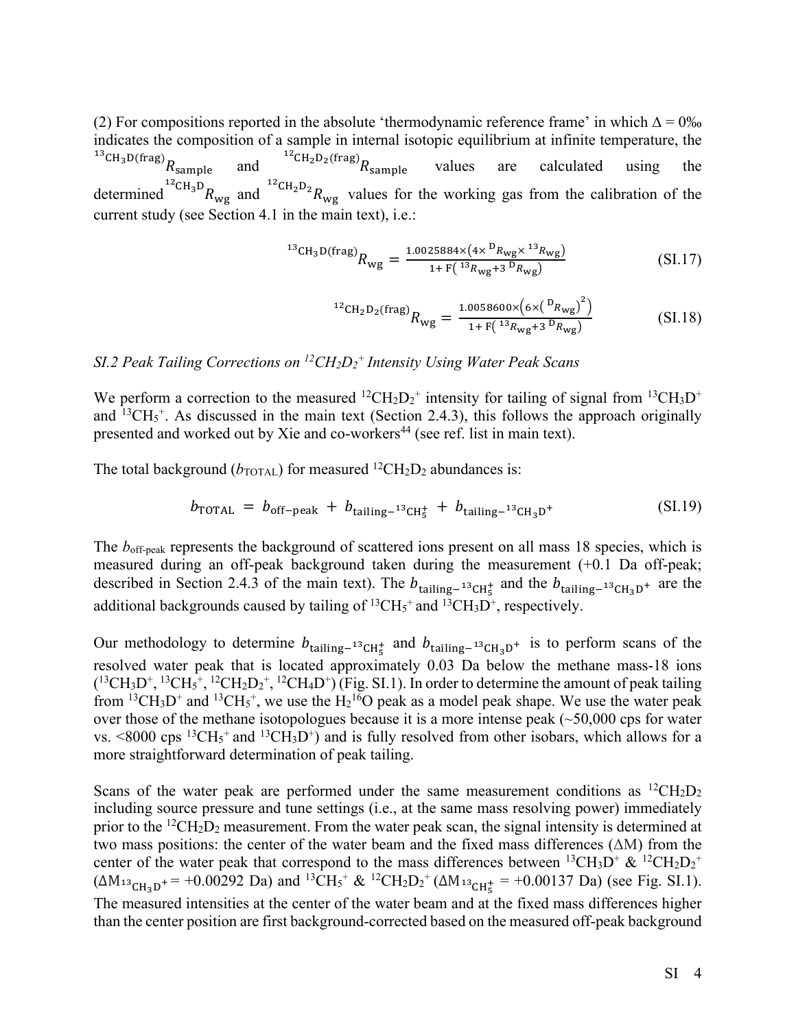(2) For compositions reported in the absolute 'thermodynamic reference frame' in which $\Delta = 0‰$ indicates the composition of a sample in internal isotopic equilibrium at infinite temperature, the ${}^{13\mathrm{CH_3D(frag)}}R_{\mathrm{sample}}$ and ${}^{12\mathrm{CH_2D_2(frag)}}R_{\mathrm{sample}}$ values are calculated using the determined ${}^{12\mathrm{CH_3D}}R_{\mathrm{wg}}$ and ${}^{12\mathrm{CH_2D_2}}R_{\mathrm{wg}}$ values for the working gas from the calibration of the current study (see Section 4.1 in the main text), i.e.:

$$ {}^{13\mathrm{CH_3D(frag)}}R_{\mathrm{wg}} = \frac{1.0025884 \times (4 \times {}^{\mathrm{D}}R_{\mathrm{wg}} \times {}^{13}R_{\mathrm{wg}})}{1 + \mathrm{F}({}^{13}R_{\mathrm{wg}} + 3\,{}^{\mathrm{D}}R_{\mathrm{wg}})} \tag{SI.17} $$

$$ {}^{12\mathrm{CH_2D_2(frag)}}R_{\mathrm{wg}} = \frac{1.0058600 \times \left(6 \times ({}^{\mathrm{D}}R_{\mathrm{wg}})^2\right)}{1 + \mathrm{F}({}^{13}R_{\mathrm{wg}} + 3\,{}^{\mathrm{D}}R_{\mathrm{wg}})} \tag{SI.18} $$

*SI.2 Peak Tailing Corrections on ${}^{12}CH_2D_2^+$ Intensity Using Water Peak Scans*

We perform a correction to the measured ${}^{12}CH_2D_2^+$ intensity for tailing of signal from ${}^{13}CH_3D^+$ and ${}^{13}CH_5^+$. As discussed in the main text (Section 2.4.3), this follows the approach originally presented and worked out by Xie and co-workers[44] (see ref. list in main text).

The total background ($b_{\mathrm{TOTAL}}$) for measured ${}^{12}CH_2D_2$ abundances is:

$$ b_{\mathrm{TOTAL}} = b_{\mathrm{off-peak}} + b_{\mathrm{tailing-}{}^{13}\mathrm{CH_5^+}} + b_{\mathrm{tailing-}{}^{13}\mathrm{CH_3D^+}} \tag{SI.19} $$

The $b_{\mathrm{off\text{-}peak}}$ represents the background of scattered ions present on all mass 18 species, which is measured during an off-peak background taken during the measurement (+0.1 Da off-peak; described in Section 2.4.3 of the main text). The $b_{\mathrm{tailing-}{}^{13}\mathrm{CH_5^+}}$ and the $b_{\mathrm{tailing-}{}^{13}\mathrm{CH_3D^+}}$ are the additional backgrounds caused by tailing of ${}^{13}CH_5^+$ and ${}^{13}CH_3D^+$, respectively.

Our methodology to determine $b_{\mathrm{tailing-}{}^{13}\mathrm{CH_5^+}}$ and $b_{\mathrm{tailing-}{}^{13}\mathrm{CH_3D^+}}$ is to perform scans of the resolved water peak that is located approximately 0.03 Da below the methane mass-18 ions (${}^{13}CH_3D^+$, ${}^{13}CH_5^+$, ${}^{12}CH_2D_2^+$, ${}^{12}CH_4D^+$) (Fig. SI.1). In order to determine the amount of peak tailing from ${}^{13}CH_3D^+$ and ${}^{13}CH_5^+$, we use the $H_2{}^{16}O$ peak as a model peak shape. We use the water peak over those of the methane isotopologues because it is a more intense peak (~50,000 cps for water vs. <8000 cps ${}^{13}CH_5^+$ and ${}^{13}CH_3D^+$) and is fully resolved from other isobars, which allows for a more straightforward determination of peak tailing.

Scans of the water peak are performed under the same measurement conditions as ${}^{12}CH_2D_2$ including source pressure and tune settings (i.e., at the same mass resolving power) immediately prior to the ${}^{12}CH_2D_2$ measurement. From the water peak scan, the signal intensity is determined at two mass positions: the center of the water beam and the fixed mass differences ($\Delta$M) from the center of the water peak that correspond to the mass differences between ${}^{13}CH_3D^+$ & ${}^{12}CH_2D_2^+$ ($\Delta M_{{}^{13}\mathrm{CH_3D^+}} = +0.00292$ Da) and ${}^{13}CH_5^+$ & ${}^{12}CH_2D_2^+$ ($\Delta M_{{}^{13}\mathrm{CH_5^+}} = +0.00137$ Da) (see Fig. SI.1). The measured intensities at the center of the water beam and at the fixed mass differences higher than the center position are first background-corrected based on the measured off-peak background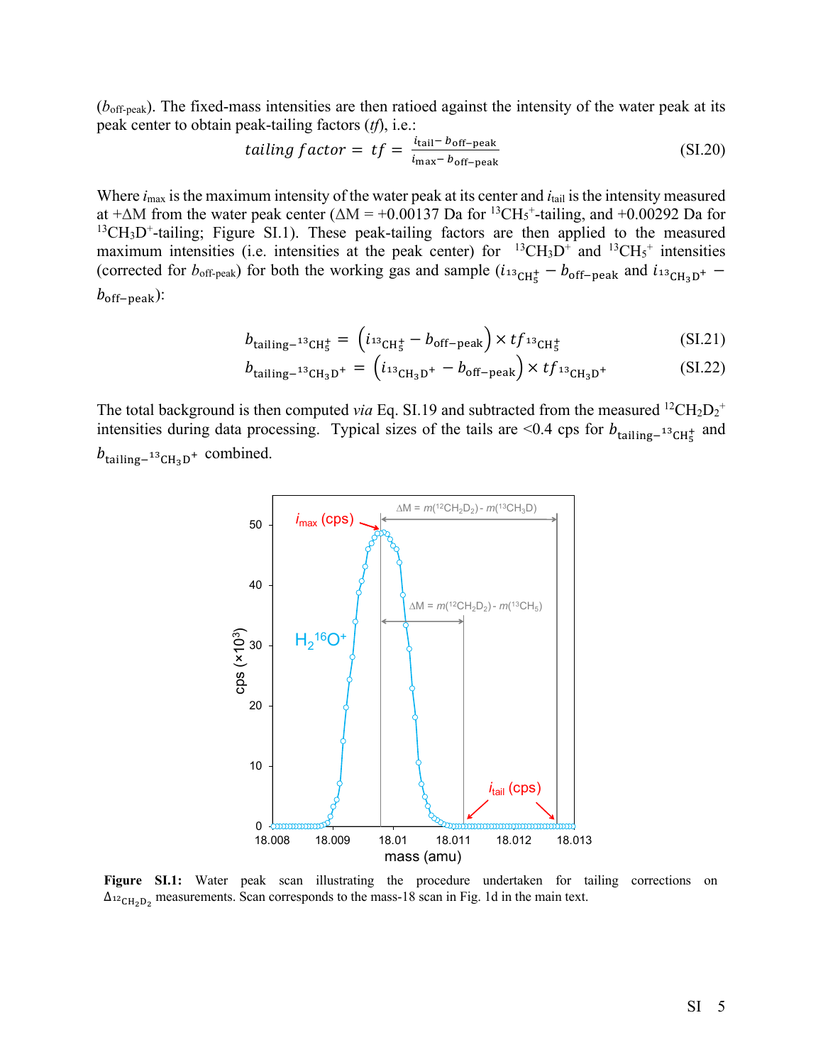($b_{\text{off-peak}}$). The fixed-mass intensities are then ratioed against the intensity of the water peak at its peak center to obtain peak-tailing factors (*tf*), i.e.:

$$tailing\ factor = tf = \frac{i_{\text{tail}} - b_{\text{off-peak}}}{i_{\text{max}} - b_{\text{off-peak}}} \tag{SI.20}$$

Where $i_{\text{max}}$ is the maximum intensity of the water peak at its center and $i_{\text{tail}}$ is the intensity measured at +ΔM from the water peak center (ΔM = +0.00137 Da for $^{13}CH_5^+$-tailing, and +0.00292 Da for $^{13}CH_3D^+$-tailing; Figure SI.1). These peak-tailing factors are then applied to the measured maximum intensities (i.e. intensities at the peak center) for $^{13}CH_3D^+$ and $^{13}CH_5^+$ intensities (corrected for $b_{\text{off-peak}}$) for both the working gas and sample ($i_{^{13}CH_5^+} - b_{\text{off-peak}}$ and $i_{^{13}CH_3D^+} - b_{\text{off-peak}}$):

$$b_{\text{tailing}-^{13}CH_5^+} = \left(i_{^{13}CH_5^+} - b_{\text{off-peak}}\right) \times tf_{^{13}CH_5^+} \tag{SI.21}$$

$$b_{\text{tailing}-^{13}CH_3D^+} = \left(i_{^{13}CH_3D^+} - b_{\text{off-peak}}\right) \times tf_{^{13}CH_3D^+} \tag{SI.22}$$

The total background is then computed *via* Eq. SI.19 and subtracted from the measured $^{12}CH_2D_2^+$ intensities during data processing. Typical sizes of the tails are <0.4 cps for $b_{\text{tailing}-^{13}CH_5^+}$ and $b_{\text{tailing}-^{13}CH_3D^+}$ combined.

$i_{max}$ (cps)

ΔM = $m(^{12}CH_2D_2)$ - $m(^{13}CH_3D)$

ΔM = $m(^{12}CH_2D_2)$ - $m(^{13}CH_5)$

$H_2{}^{16}O^+$

$i_{tail}$ (cps)

cps (×10³)

50
40
30
20
10
0

18.008 18.009 18.01 18.011 18.012 18.013

mass (amu)

**Figure SI.1:** Water peak scan illustrating the procedure undertaken for tailing corrections on $\Delta_{^{12}CH_2D_2}$ measurements. Scan corresponds to the mass-18 scan in Fig. 1d in the main text.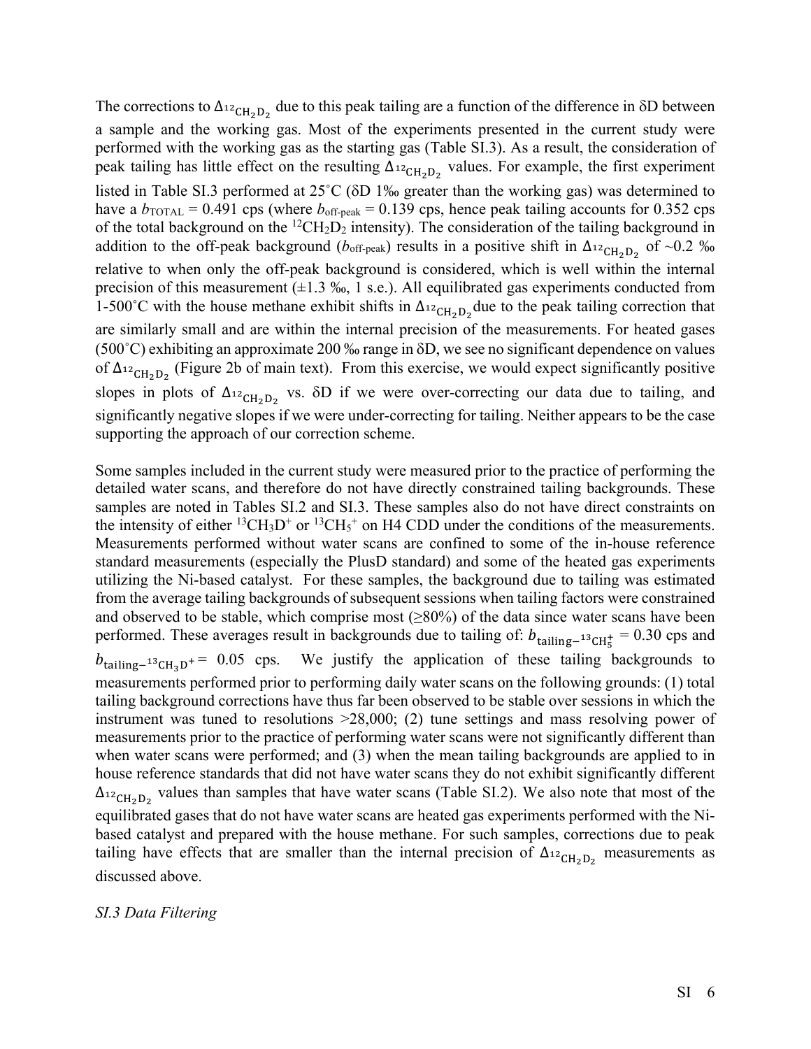The corrections to $\Delta_{^{12}CH_2D_2}$ due to this peak tailing are a function of the difference in δD between a sample and the working gas. Most of the experiments presented in the current study were performed with the working gas as the starting gas (Table SI.3). As a result, the consideration of peak tailing has little effect on the resulting $\Delta_{^{12}CH_2D_2}$ values. For example, the first experiment listed in Table SI.3 performed at 25˚C (δD 1‰ greater than the working gas) was determined to have a $b_{TOTAL}$ = 0.491 cps (where $b_{off\text{-}peak}$ = 0.139 cps, hence peak tailing accounts for 0.352 cps of the total background on the $^{12}CH_2D_2$ intensity). The consideration of the tailing background in addition to the off-peak background ($b_{off\text{-}peak}$) results in a positive shift in $\Delta_{^{12}CH_2D_2}$ of ~0.2 ‰ relative to when only the off-peak background is considered, which is well within the internal precision of this measurement (±1.3 ‰, 1 s.e.). All equilibrated gas experiments conducted from 1-500˚C with the house methane exhibit shifts in $\Delta_{^{12}CH_2D_2}$ due to the peak tailing correction that are similarly small and are within the internal precision of the measurements. For heated gases (500˚C) exhibiting an approximate 200 ‰ range in δD, we see no significant dependence on values of $\Delta_{^{12}CH_2D_2}$ (Figure 2b of main text). From this exercise, we would expect significantly positive slopes in plots of $\Delta_{^{12}CH_2D_2}$ vs. δD if we were over-correcting our data due to tailing, and significantly negative slopes if we were under-correcting for tailing. Neither appears to be the case supporting the approach of our correction scheme.

Some samples included in the current study were measured prior to the practice of performing the detailed water scans, and therefore do not have directly constrained tailing backgrounds. These samples are noted in Tables SI.2 and SI.3. These samples also do not have direct constraints on the intensity of either $^{13}CH_3D^+$ or $^{13}CH_5^+$ on H4 CDD under the conditions of the measurements. Measurements performed without water scans are confined to some of the in-house reference standard measurements (especially the PlusD standard) and some of the heated gas experiments utilizing the Ni-based catalyst. For these samples, the background due to tailing was estimated from the average tailing backgrounds of subsequent sessions when tailing factors were constrained and observed to be stable, which comprise most (≥80%) of the data since water scans have been performed. These averages result in backgrounds due to tailing of: $b_{\mathrm{tailing}-^{13}CH_5^+}$ = 0.30 cps and $b_{\mathrm{tailing}-^{13}CH_3D^+}$ = 0.05 cps. We justify the application of these tailing backgrounds to measurements performed prior to performing daily water scans on the following grounds: (1) total tailing background corrections have thus far been observed to be stable over sessions in which the instrument was tuned to resolutions >28,000; (2) tune settings and mass resolving power of measurements prior to the practice of performing water scans were not significantly different than when water scans were performed; and (3) when the mean tailing backgrounds are applied to in house reference standards that did not have water scans they do not exhibit significantly different $\Delta_{^{12}CH_2D_2}$ values than samples that have water scans (Table SI.2). We also note that most of the equilibrated gases that do not have water scans are heated gas experiments performed with the Ni-based catalyst and prepared with the house methane. For such samples, corrections due to peak tailing have effects that are smaller than the internal precision of $\Delta_{^{12}CH_2D_2}$ measurements as discussed above.

### *SI.3 Data Filtering*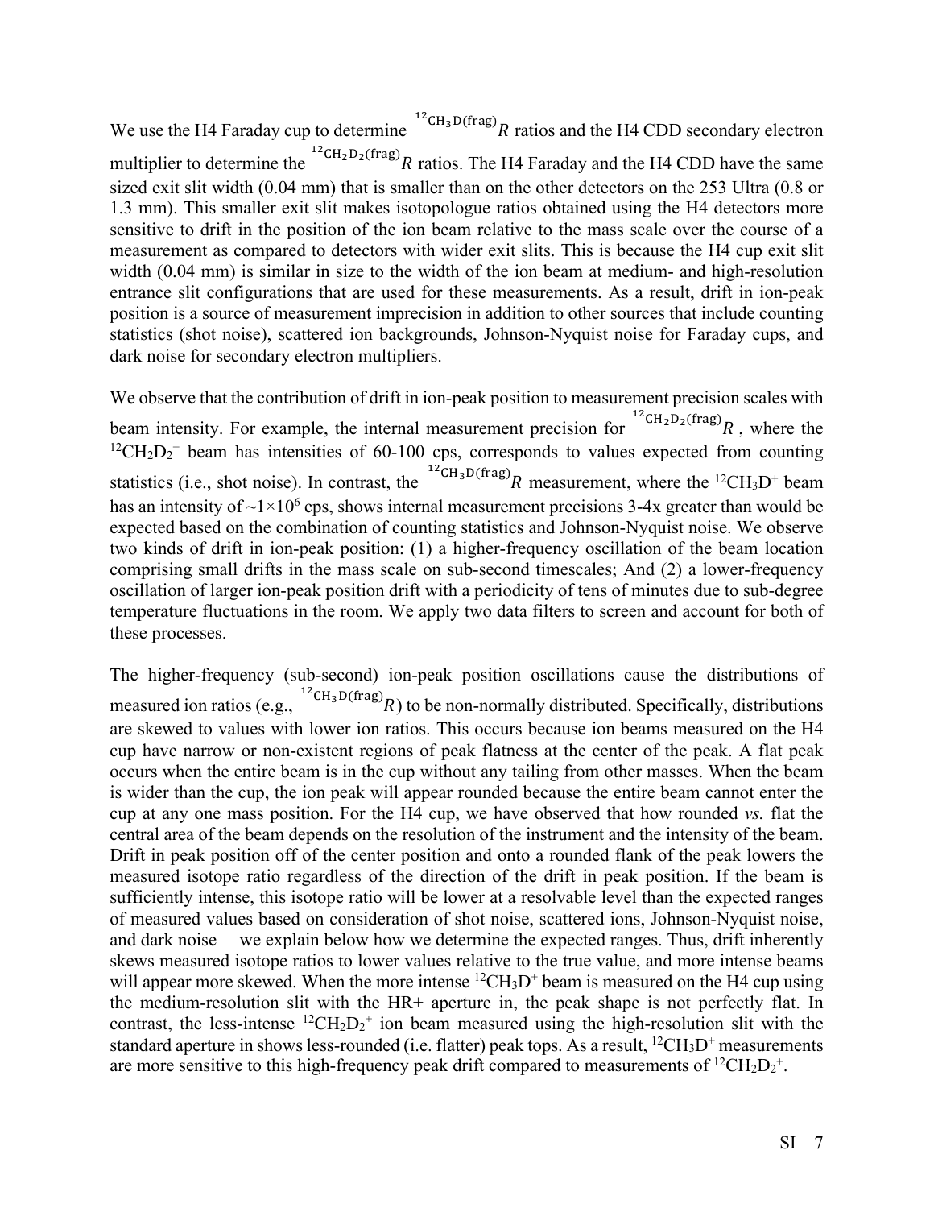We use the H4 Faraday cup to determine ${}^{12\mathrm{CH_3D(frag)}}R$ ratios and the H4 CDD secondary electron multiplier to determine the ${}^{12\mathrm{CH_2D_2(frag)}}R$ ratios. The H4 Faraday and the H4 CDD have the same sized exit slit width (0.04 mm) that is smaller than on the other detectors on the 253 Ultra (0.8 or 1.3 mm). This smaller exit slit makes isotopologue ratios obtained using the H4 detectors more sensitive to drift in the position of the ion beam relative to the mass scale over the course of a measurement as compared to detectors with wider exit slits. This is because the H4 cup exit slit width (0.04 mm) is similar in size to the width of the ion beam at medium- and high-resolution entrance slit configurations that are used for these measurements. As a result, drift in ion-peak position is a source of measurement imprecision in addition to other sources that include counting statistics (shot noise), scattered ion backgrounds, Johnson-Nyquist noise for Faraday cups, and dark noise for secondary electron multipliers.

We observe that the contribution of drift in ion-peak position to measurement precision scales with beam intensity. For example, the internal measurement precision for ${}^{12\mathrm{CH_2D_2(frag)}}R$ , where the ${}^{12}CH_2D_2^+$ beam has intensities of 60-100 cps, corresponds to values expected from counting statistics (i.e., shot noise). In contrast, the ${}^{12\mathrm{CH_3D(frag)}}R$ measurement, where the ${}^{12}CH_3D^+$ beam has an intensity of ~$1\times10^6$ cps, shows internal measurement precisions 3-4x greater than would be expected based on the combination of counting statistics and Johnson-Nyquist noise. We observe two kinds of drift in ion-peak position: (1) a higher-frequency oscillation of the beam location comprising small drifts in the mass scale on sub-second timescales; And (2) a lower-frequency oscillation of larger ion-peak position drift with a periodicity of tens of minutes due to sub-degree temperature fluctuations in the room. We apply two data filters to screen and account for both of these processes.

The higher-frequency (sub-second) ion-peak position oscillations cause the distributions of measured ion ratios (e.g., ${}^{12\mathrm{CH_3D(frag)}}R$) to be non-normally distributed. Specifically, distributions are skewed to values with lower ion ratios. This occurs because ion beams measured on the H4 cup have narrow or non-existent regions of peak flatness at the center of the peak. A flat peak occurs when the entire beam is in the cup without any tailing from other masses. When the beam is wider than the cup, the ion peak will appear rounded because the entire beam cannot enter the cup at any one mass position. For the H4 cup, we have observed that how rounded *vs.* flat the central area of the beam depends on the resolution of the instrument and the intensity of the beam. Drift in peak position off of the center position and onto a rounded flank of the peak lowers the measured isotope ratio regardless of the direction of the drift in peak position. If the beam is sufficiently intense, this isotope ratio will be lower at a resolvable level than the expected ranges of measured values based on consideration of shot noise, scattered ions, Johnson-Nyquist noise, and dark noise— we explain below how we determine the expected ranges. Thus, drift inherently skews measured isotope ratios to lower values relative to the true value, and more intense beams will appear more skewed. When the more intense ${}^{12}CH_3D^+$ beam is measured on the H4 cup using the medium-resolution slit with the HR+ aperture in, the peak shape is not perfectly flat. In contrast, the less-intense ${}^{12}CH_2D_2^+$ ion beam measured using the high-resolution slit with the standard aperture in shows less-rounded (i.e. flatter) peak tops. As a result, ${}^{12}CH_3D^+$ measurements are more sensitive to this high-frequency peak drift compared to measurements of ${}^{12}CH_2D_2^+$.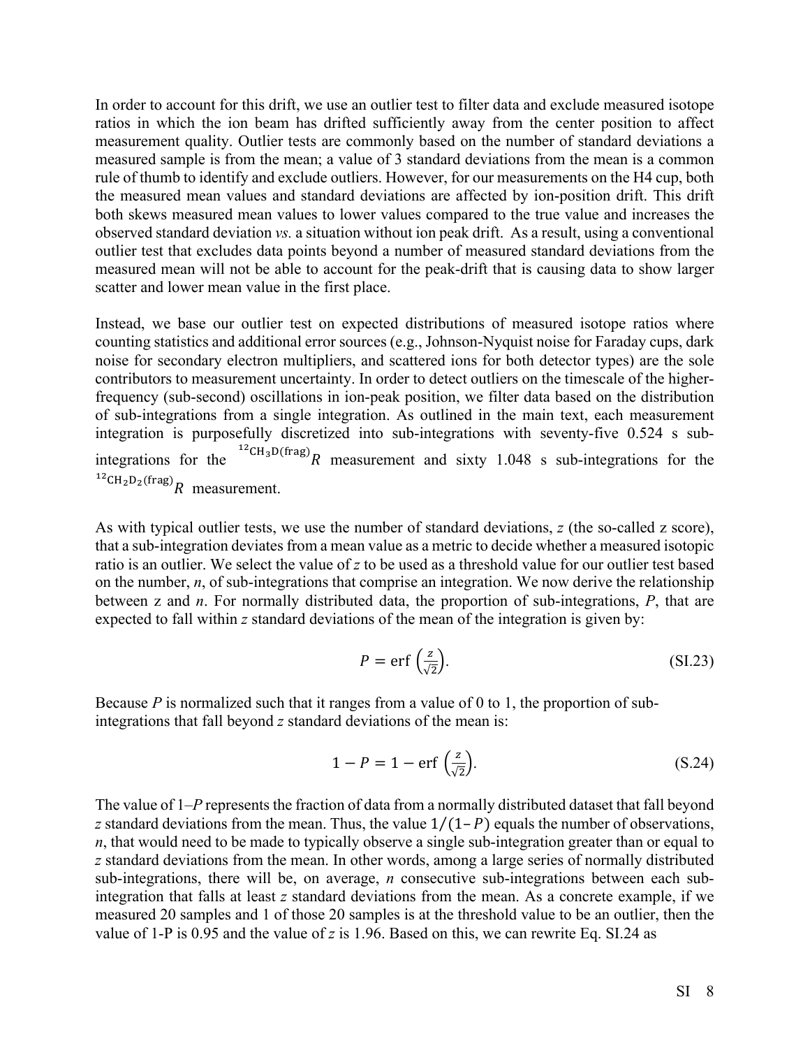In order to account for this drift, we use an outlier test to filter data and exclude measured isotope ratios in which the ion beam has drifted sufficiently away from the center position to affect measurement quality. Outlier tests are commonly based on the number of standard deviations a measured sample is from the mean; a value of 3 standard deviations from the mean is a common rule of thumb to identify and exclude outliers. However, for our measurements on the H4 cup, both the measured mean values and standard deviations are affected by ion-position drift. This drift both skews measured mean values to lower values compared to the true value and increases the observed standard deviation *vs.* a situation without ion peak drift. As a result, using a conventional outlier test that excludes data points beyond a number of measured standard deviations from the measured mean will not be able to account for the peak-drift that is causing data to show larger scatter and lower mean value in the first place.

Instead, we base our outlier test on expected distributions of measured isotope ratios where counting statistics and additional error sources (e.g., Johnson-Nyquist noise for Faraday cups, dark noise for secondary electron multipliers, and scattered ions for both detector types) are the sole contributors to measurement uncertainty. In order to detect outliers on the timescale of the higher-frequency (sub-second) oscillations in ion-peak position, we filter data based on the distribution of sub-integrations from a single integration. As outlined in the main text, each measurement integration is purposefully discretized into sub-integrations with seventy-five 0.524 s sub-integrations for the ${}^{12\mathrm{CH_3D(frag)}}R$ measurement and sixty 1.048 s sub-integrations for the ${}^{12\mathrm{CH_2D_2(frag)}}R$ measurement.

As with typical outlier tests, we use the number of standard deviations, *z* (the so-called z score), that a sub-integration deviates from a mean value as a metric to decide whether a measured isotopic ratio is an outlier. We select the value of *z* to be used as a threshold value for our outlier test based on the number, *n*, of sub-integrations that comprise an integration. We now derive the relationship between z and *n*. For normally distributed data, the proportion of sub-integrations, *P*, that are expected to fall within *z* standard deviations of the mean of the integration is given by:

$$P = \mathrm{erf}\left(\frac{z}{\sqrt{2}}\right). \tag{SI.23}$$

Because *P* is normalized such that it ranges from a value of 0 to 1, the proportion of sub-integrations that fall beyond *z* standard deviations of the mean is:

$$1 - P = 1 - \mathrm{erf}\left(\frac{z}{\sqrt{2}}\right). \tag{S.24}$$

The value of 1–*P* represents the fraction of data from a normally distributed dataset that fall beyond *z* standard deviations from the mean. Thus, the value $1/(1 - P)$ equals the number of observations, *n*, that would need to be made to typically observe a single sub-integration greater than or equal to *z* standard deviations from the mean. In other words, among a large series of normally distributed sub-integrations, there will be, on average, *n* consecutive sub-integrations between each sub-integration that falls at least *z* standard deviations from the mean. As a concrete example, if we measured 20 samples and 1 of those 20 samples is at the threshold value to be an outlier, then the value of 1-P is 0.95 and the value of *z* is 1.96. Based on this, we can rewrite Eq. SI.24 as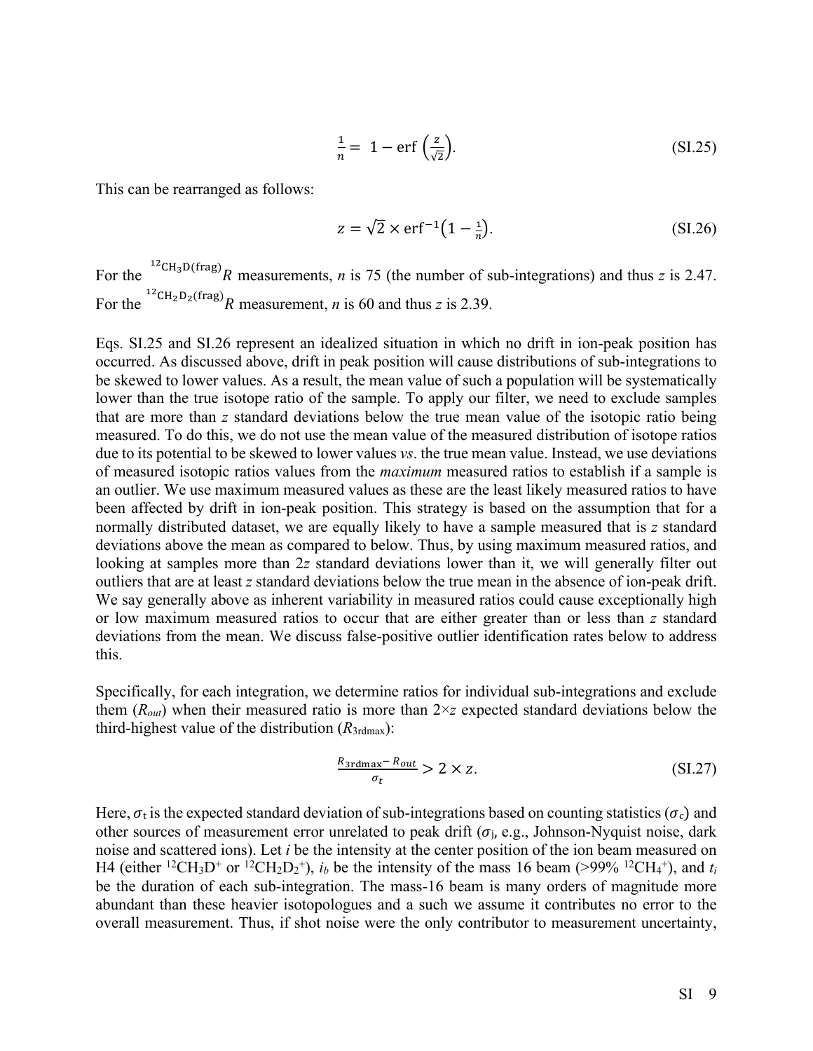$$\frac{1}{n} = 1 - \text{erf}\left(\frac{z}{\sqrt{2}}\right). \tag{SI.25}$$

This can be rearranged as follows:

$$z = \sqrt{2} \times \text{erf}^{-1}\left(1 - \tfrac{1}{n}\right). \tag{SI.26}$$

For the ${}^{^{12}\text{CH}_3\text{D(frag)}}R$ measurements, $n$ is 75 (the number of sub-integrations) and thus $z$ is 2.47. For the ${}^{^{12}\text{CH}_2\text{D}_2\text{(frag)}}R$ measurement, $n$ is 60 and thus $z$ is 2.39.

Eqs. SI.25 and SI.26 represent an idealized situation in which no drift in ion-peak position has occurred. As discussed above, drift in peak position will cause distributions of sub-integrations to be skewed to lower values. As a result, the mean value of such a population will be systematically lower than the true isotope ratio of the sample. To apply our filter, we need to exclude samples that are more than $z$ standard deviations below the true mean value of the isotopic ratio being measured. To do this, we do not use the mean value of the measured distribution of isotope ratios due to its potential to be skewed to lower values *vs*. the true mean value. Instead, we use deviations of measured isotopic ratios values from the *maximum* measured ratios to establish if a sample is an outlier. We use maximum measured values as these are the least likely measured ratios to have been affected by drift in ion-peak position. This strategy is based on the assumption that for a normally distributed dataset, we are equally likely to have a sample measured that is $z$ standard deviations above the mean as compared to below. Thus, by using maximum measured ratios, and looking at samples more than $2z$ standard deviations lower than it, we will generally filter out outliers that are at least $z$ standard deviations below the true mean in the absence of ion-peak drift. We say generally above as inherent variability in measured ratios could cause exceptionally high or low maximum measured ratios to occur that are either greater than or less than $z$ standard deviations from the mean. We discuss false-positive outlier identification rates below to address this.

Specifically, for each integration, we determine ratios for individual sub-integrations and exclude them ($R_{out}$) when their measured ratio is more than $2 \times z$ expected standard deviations below the third-highest value of the distribution ($R_{\text{3rdmax}}$):

$$\frac{R_{\text{3rdmax}} - R_{out}}{\sigma_t} > 2 \times z. \tag{SI.27}$$

Here, $\sigma_\text{t}$ is the expected standard deviation of sub-integrations based on counting statistics ($\sigma_c$) and other sources of measurement error unrelated to peak drift ($\sigma_\text{j}$, e.g., Johnson-Nyquist noise, dark noise and scattered ions). Let $i$ be the intensity at the center position of the ion beam measured on H4 (either ${}^{12}\text{CH}_3\text{D}^+$ or ${}^{12}\text{CH}_2\text{D}_2^+$), $i_b$ be the intensity of the mass 16 beam (>99% ${}^{12}\text{CH}_4^+$), and $t_i$ be the duration of each sub-integration. The mass-16 beam is many orders of magnitude more abundant than these heavier isotopologues and a such we assume it contributes no error to the overall measurement. Thus, if shot noise were the only contributor to measurement uncertainty,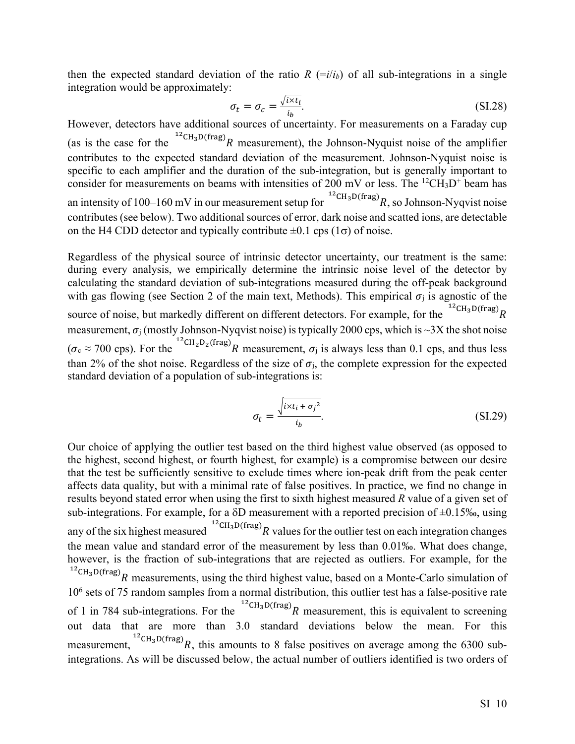then the expected standard deviation of the ratio $R$ (=$i/i_b$) of all sub-integrations in a single integration would be approximately:

$$\sigma_t = \sigma_c = \frac{\sqrt{i \times t_i}}{i_b}. \tag{SI.28}$$

However, detectors have additional sources of uncertainty. For measurements on a Faraday cup (as is the case for the ${}^{^{12}CH_3D(frag)}R$ measurement), the Johnson-Nyquist noise of the amplifier contributes to the expected standard deviation of the measurement. Johnson-Nyquist noise is specific to each amplifier and the duration of the sub-integration, but is generally important to consider for measurements on beams with intensities of 200 mV or less. The $^{12}CH_3D^+$ beam has an intensity of 100–160 mV in our measurement setup for ${}^{^{12}CH_3D(frag)}R$, so Johnson-Nyqvist noise contributes (see below). Two additional sources of error, dark noise and scatted ions, are detectable on the H4 CDD detector and typically contribute ±0.1 cps (1σ) of noise.

Regardless of the physical source of intrinsic detector uncertainty, our treatment is the same: during every analysis, we empirically determine the intrinsic noise level of the detector by calculating the standard deviation of sub-integrations measured during the off-peak background with gas flowing (see Section 2 of the main text, Methods). This empirical $\sigma_j$ is agnostic of the source of noise, but markedly different on different detectors. For example, for the ${}^{^{12}CH_3D(frag)}R$ measurement, $\sigma_j$ (mostly Johnson-Nyqvist noise) is typically 2000 cps, which is ~3X the shot noise ($\sigma_c \approx 700$ cps). For the ${}^{^{12}CH_2D_2(frag)}R$ measurement, $\sigma_j$ is always less than 0.1 cps, and thus less than 2% of the shot noise. Regardless of the size of $\sigma_j$, the complete expression for the expected standard deviation of a population of sub-integrations is:

$$\sigma_t = \frac{\sqrt{i \times t_i + \sigma_j^2}}{i_b}. \tag{SI.29}$$

Our choice of applying the outlier test based on the third highest value observed (as opposed to the highest, second highest, or fourth highest, for example) is a compromise between our desire that the test be sufficiently sensitive to exclude times where ion-peak drift from the peak center affects data quality, but with a minimal rate of false positives. In practice, we find no change in results beyond stated error when using the first to sixth highest measured $R$ value of a given set of sub-integrations. For example, for a δD measurement with a reported precision of ±0.15‰, using any of the six highest measured ${}^{^{12}CH_3D(frag)}R$ values for the outlier test on each integration changes the mean value and standard error of the measurement by less than 0.01‰. What does change, however, is the fraction of sub-integrations that are rejected as outliers. For example, for the ${}^{^{12}CH_3D(frag)}R$ measurements, using the third highest value, based on a Monte-Carlo simulation of $10^6$ sets of 75 random samples from a normal distribution, this outlier test has a false-positive rate of 1 in 784 sub-integrations. For the ${}^{^{12}CH_3D(frag)}R$ measurement, this is equivalent to screening out data that are more than 3.0 standard deviations below the mean. For this measurement, ${}^{^{12}CH_3D(frag)}R$, this amounts to 8 false positives on average among the 6300 sub-integrations. As will be discussed below, the actual number of outliers identified is two orders of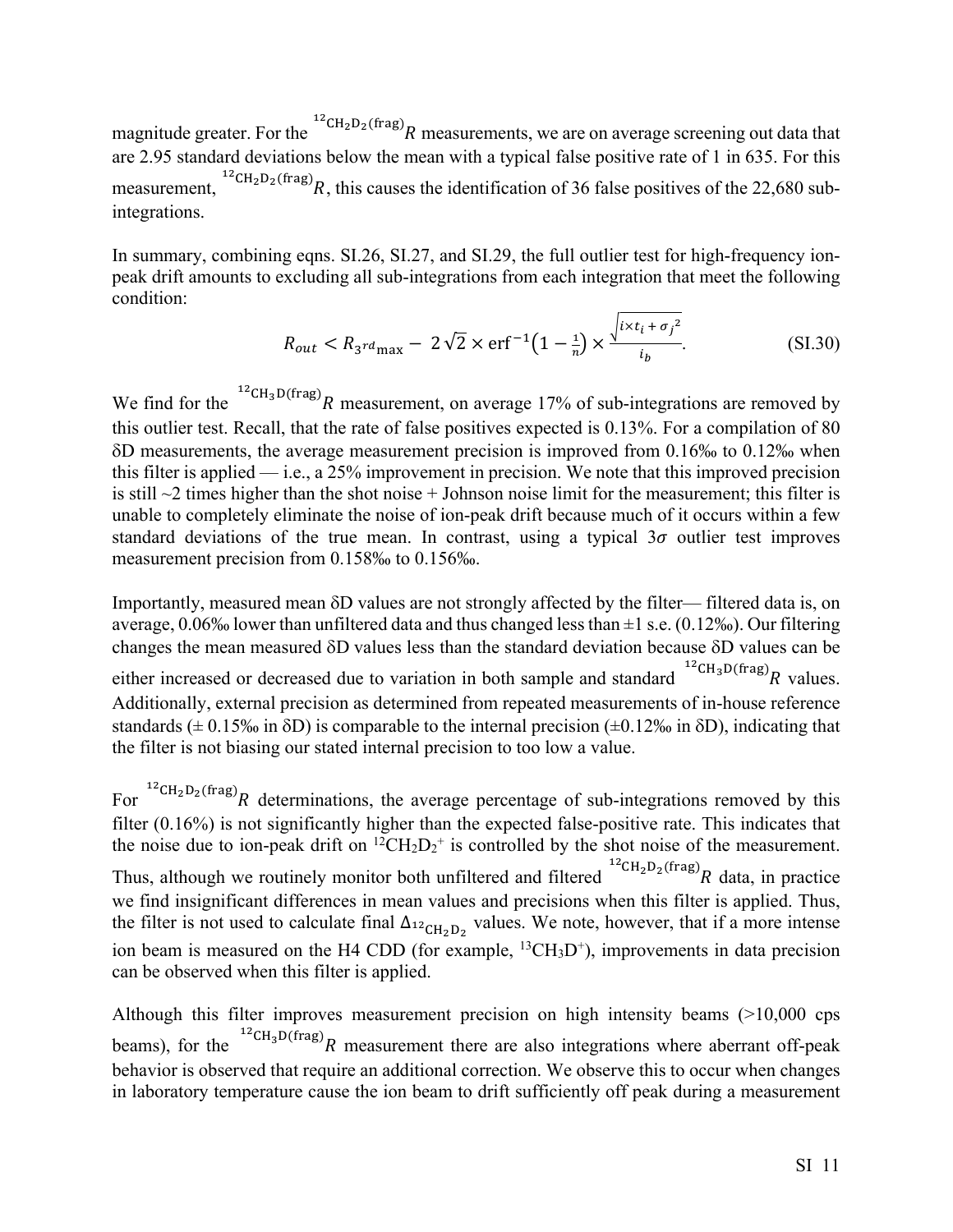magnitude greater. For the ${}^{12\text{CH}_2\text{D}_2\text{(frag)}}R$ measurements, we are on average screening out data that are 2.95 standard deviations below the mean with a typical false positive rate of 1 in 635. For this measurement, ${}^{12\text{CH}_2\text{D}_2\text{(frag)}}R$, this causes the identification of 36 false positives of the 22,680 sub-integrations.

In summary, combining eqns. SI.26, SI.27, and SI.29, the full outlier test for high-frequency ion-peak drift amounts to excluding all sub-integrations from each integration that meet the following condition:

$$R_{out} < R_{3^{rd}\text{max}} - 2\sqrt{2} \times \text{erf}^{-1}\left(1 - \tfrac{1}{n}\right) \times \frac{\sqrt{i \times t_i + \sigma_j{}^2}}{i_b}. \qquad \text{(SI.30)}$$

We find for the ${}^{12\text{CH}_3\text{D(frag)}}R$ measurement, on average 17% of sub-integrations are removed by this outlier test. Recall, that the rate of false positives expected is 0.13%. For a compilation of 80 δD measurements, the average measurement precision is improved from 0.16‰ to 0.12‰ when this filter is applied — i.e., a 25% improvement in precision. We note that this improved precision is still ~2 times higher than the shot noise + Johnson noise limit for the measurement; this filter is unable to completely eliminate the noise of ion-peak drift because much of it occurs within a few standard deviations of the true mean. In contrast, using a typical $3\sigma$ outlier test improves measurement precision from 0.158‰ to 0.156‰.

Importantly, measured mean δD values are not strongly affected by the filter— filtered data is, on average, 0.06‰ lower than unfiltered data and thus changed less than ±1 s.e. (0.12‰). Our filtering changes the mean measured δD values less than the standard deviation because δD values can be either increased or decreased due to variation in both sample and standard ${}^{12\text{CH}_3\text{D(frag)}}R$ values. Additionally, external precision as determined from repeated measurements of in-house reference standards (± 0.15‰ in δD) is comparable to the internal precision (±0.12‰ in δD), indicating that the filter is not biasing our stated internal precision to too low a value.

For ${}^{12\text{CH}_2\text{D}_2\text{(frag)}}R$ determinations, the average percentage of sub-integrations removed by this filter (0.16%) is not significantly higher than the expected false-positive rate. This indicates that the noise due to ion-peak drift on ${}^{12}CH_2D_2{}^{+}$ is controlled by the shot noise of the measurement. Thus, although we routinely monitor both unfiltered and filtered ${}^{12\text{CH}_2\text{D}_2\text{(frag)}}R$ data, in practice we find insignificant differences in mean values and precisions when this filter is applied. Thus, the filter is not used to calculate final $\Delta_{{}^{12}\text{CH}_2\text{D}_2}$ values. We note, however, that if a more intense ion beam is measured on the H4 CDD (for example, ${}^{13}CH_3D^{+}$), improvements in data precision can be observed when this filter is applied.

Although this filter improves measurement precision on high intensity beams (>10,000 cps beams), for the ${}^{12\text{CH}_3\text{D(frag)}}R$ measurement there are also integrations where aberrant off-peak behavior is observed that require an additional correction. We observe this to occur when changes in laboratory temperature cause the ion beam to drift sufficiently off peak during a measurement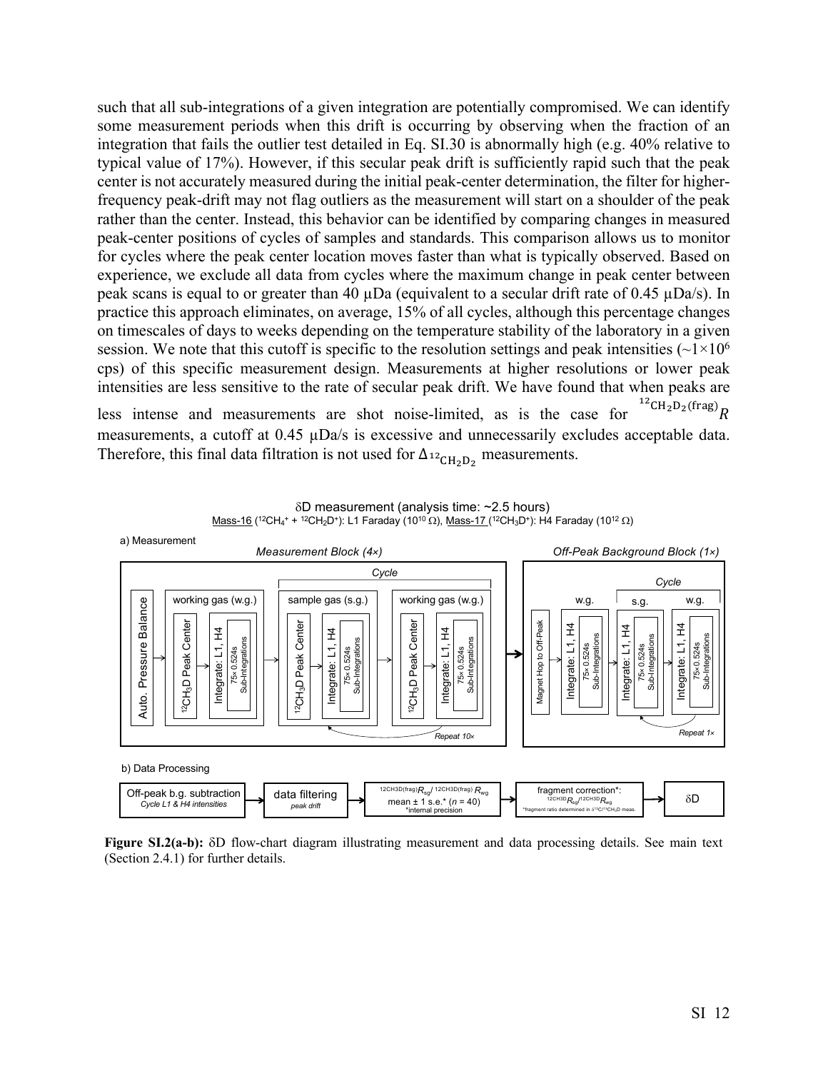such that all sub-integrations of a given integration are potentially compromised. We can identify some measurement periods when this drift is occurring by observing when the fraction of an integration that fails the outlier test detailed in Eq. SI.30 is abnormally high (e.g. 40% relative to typical value of 17%). However, if this secular peak drift is sufficiently rapid such that the peak center is not accurately measured during the initial peak-center determination, the filter for higher-frequency peak-drift may not flag outliers as the measurement will start on a shoulder of the peak rather than the center. Instead, this behavior can be identified by comparing changes in measured peak-center positions of cycles of samples and standards. This comparison allows us to monitor for cycles where the peak center location moves faster than what is typically observed. Based on experience, we exclude all data from cycles where the maximum change in peak center between peak scans is equal to or greater than 40 μDa (equivalent to a secular drift rate of 0.45 μDa/s). In practice this approach eliminates, on average, 15% of all cycles, although this percentage changes on timescales of days to weeks depending on the temperature stability of the laboratory in a given session. We note that this cutoff is specific to the resolution settings and peak intensities ($\sim 1\times10^{6}$ cps) of this specific measurement design. Measurements at higher resolutions or lower peak intensities are less sensitive to the rate of secular peak drift. We have found that when peaks are less intense and measurements are shot noise-limited, as is the case for ${}^{^{12}CH_2D_2(\text{frag})}R$ measurements, a cutoff at 0.45 μDa/s is excessive and unnecessarily excludes acceptable data. Therefore, this final data filtration is not used for $\Delta_{^{12}CH_2D_2}$ measurements.

δD measurement (analysis time: ~2.5 hours)
Mass-16 ($^{12}CH_4^+$ + $^{12}CH_2D^+$): L1 Faraday ($10^{10}$ Ω), Mass-17 ($^{12}CH_3D^+$): H4 Faraday ($10^{12}$ Ω)

a) Measurement

Measurement Block (4×)

Auto. Pressure Balance

working gas (w.g.) — $^{12}CH_3D$ Peak Center → Integrate: L1, H4 (75× 0.524s Sub-Integrations)

Cycle: sample gas (s.g.) — $^{12}CH_3D$ Peak Center → Integrate: L1, H4 (75× 0.524s Sub-Integrations) → working gas (w.g.) — $^{12}CH_3D$ Peak Center → Integrate: L1, H4 (75× 0.524s Sub-Integrations)

Repeat 10×

Off-Peak Background Block (1×)

Magnet Hop to Off-Peak → w.g. Integrate: L1, H4 (75× 0.524s Sub-Integrations)

Cycle: s.g. Integrate: L1, H4 (75× 0.524s Sub-Integrations) → w.g. Integrate: L1, H4 (75× 0.524s Sub-Integrations)

Repeat 1×

b) Data Processing

Off-peak b.g. subtraction (Cycle L1 & H4 intensities) → data filtering (peak drift) → ${}^{12CH3D(frag)}R_{sg}/{}^{12CH3D(frag)}R_{wg}$ mean ± 1 s.e.* ($n$ = 40) *internal precision → fragment correction*: ${}^{12CH3D}R_{sg}/{}^{12CH3D}R_{wg}$ *fragment ratio determined in $\delta^{13}C/^{13}CH_3D$ meas. → δD

**Figure SI.2(a-b):** δD flow-chart diagram illustrating measurement and data processing details. See main text (Section 2.4.1) for further details.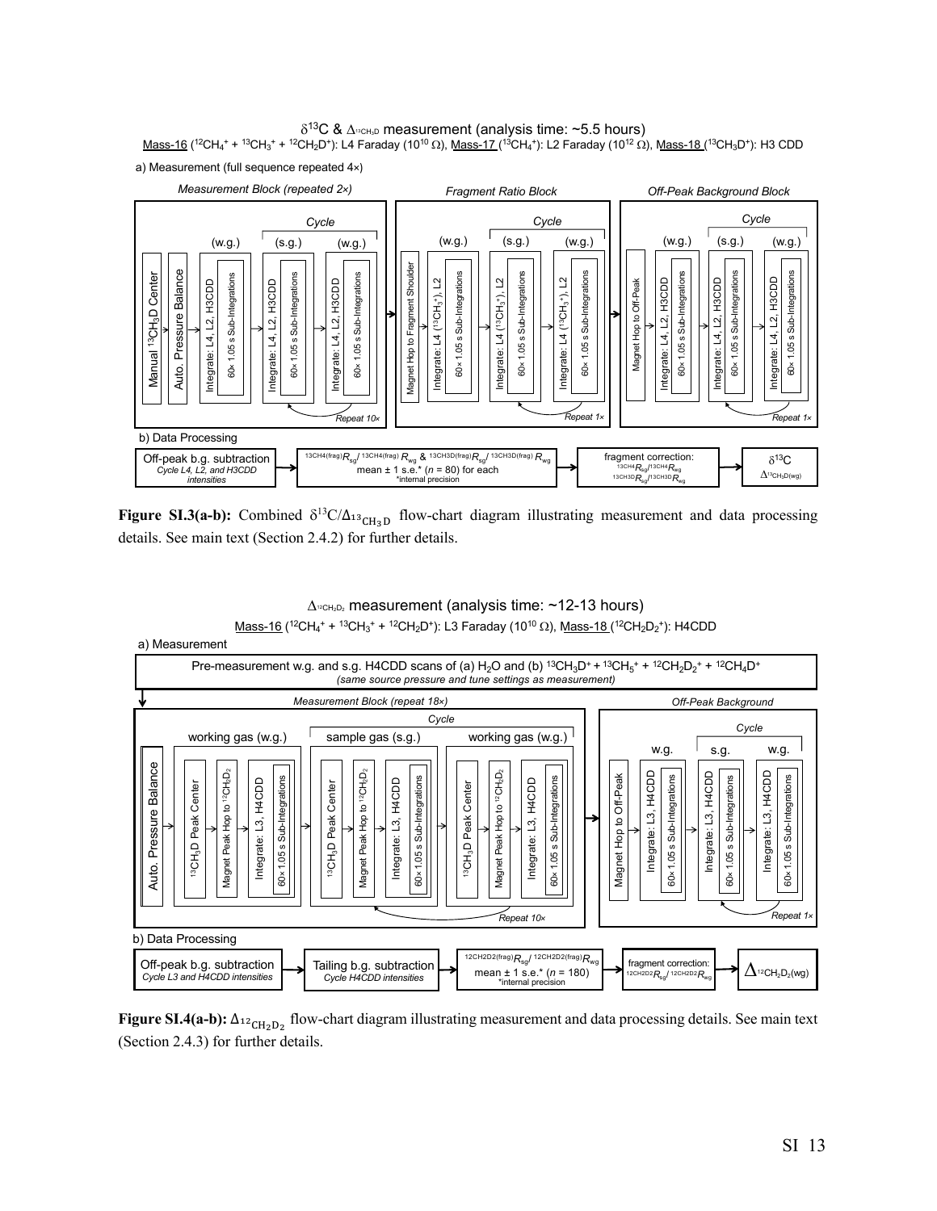$\delta^{13}C$ & $\Delta_{^{13}CH_3D}$ measurement (analysis time: ~5.5 hours)

Mass-16 ($^{12}CH_4^+$ + $^{13}CH_3^+$ + $^{12}CH_2D^+$): L4 Faraday ($10^{10}$ Ω), Mass-17 ($^{13}CH_4^+$): L2 Faraday ($10^{12}$ Ω), Mass-18 ($^{13}CH_3D^+$): H3 CDD

a) Measurement (full sequence repeated 4×)

Measurement Block (repeated 2×)

Manual $^{13}CH_3D$ Center → Auto. Pressure Balance → (w.g.) Integrate: L4, L2, H3CDD (60× 1.05 s Sub-Integrations) → Cycle: (s.g.) Integrate: L4, L2, H3CDD (60× 1.05 s Sub-Integrations) → (w.g.) Integrate: L4, L2, H3CDD (60× 1.05 s Sub-Integrations); Repeat 10×

Fragment Ratio Block

Magnet Hop to Fragment Shoulder → (w.g.) Integrate: L4 ($^{13}CH_3^+$), L2 (60× 1.05 s Sub-Integrations) → Cycle: (s.g.) Integrate: L4 ($^{13}CH_3^+$), L2 (60× 1.05 s Sub-Integrations) → (w.g.) Integrate: L4 ($^{13}CH_3^+$), L2 (60× 1.05 s Sub-Integrations); Repeat 1×

Off-Peak Background Block

Magnet Hop to Off-Peak → (w.g.) Integrate: L4, L2, H3CDD (60× 1.05 s Sub-Integrations) → Cycle: (s.g.) Integrate: L4, L2, H3CDD (60× 1.05 s Sub-Integrations) → (w.g.) Integrate: L4, L2, H3CDD (60× 1.05 s Sub-Integrations); Repeat 1×

b) Data Processing

Off-peak b.g. subtraction (Cycle L4, L2, and H3CDD intensities) → $^{13CH4(frag)}R_{sg}/\,^{13CH4(frag)}R_{wg}$ & $^{13CH3D(frag)}R_{sg}/\,^{13CH3D(frag)}R_{wg}$ mean ± 1 s.e.* ($n$ = 80) for each (*internal precision) → fragment correction: $^{13CH4}R_{sg}/\,^{13CH4}R_{wg}$, $^{13CH3D}R_{sg}/\,^{13CH3D}R_{wg}$ → $\delta^{13}C$, $\Delta_{^{13}CH_3D(wg)}$

**Figure SI.3(a-b):** Combined $\delta^{13}C/\Delta_{^{13}CH_3D}$ flow-chart diagram illustrating measurement and data processing details. See main text (Section 2.4.2) for further details.

$\Delta_{^{12}CH_2D_2}$ measurement (analysis time: ~12-13 hours)

Mass-16 ($^{12}CH_4^+$ + $^{13}CH_3^+$ + $^{12}CH_2D^+$): L3 Faraday ($10^{10}$ Ω), Mass-18 ($^{12}CH_2D_2^+$): H4CDD

a) Measurement

Pre-measurement w.g. and s.g. H4CDD scans of (a) $H_2O$ and (b) $^{13}CH_3D^+$ + $^{13}CH_5^+$ + $^{12}CH_2D_2^+$ + $^{12}CH_4D^+$ (same source pressure and tune settings as measurement)

Measurement Block (repeat 18×)

Auto. Pressure Balance → Cycle: working gas (w.g.): $^{13}CH_3D$ Peak Center → Magnet Peak Hop to $^{12}CH_2D_2$ → Integrate: L3, H4CDD (60× 1.05 s Sub-Integrations) → sample gas (s.g.): $^{13}CH_3D$ Peak Center → Magnet Peak Hop to $^{12}CH_2D_2$ → Integrate: L3, H4CDD (60× 1.05 s Sub-Integrations) → working gas (w.g.): $^{13}CH_3D$ Peak Center → Magnet Peak Hop to $^{12}CH_2D_2$ → Integrate: L3, H4CDD (60× 1.05 s Sub-Integrations); Repeat 10×

Off-Peak Background

Magnet Hop to Off-Peak → w.g. Integrate: L3, H4CDD (60× 1.05 s Sub-Integrations) → Cycle: s.g. Integrate: L3, H4CDD (60× 1.05 s Sub-Integrations) → w.g. Integrate: L3, H4CDD (60× 1.05 s Sub-Integrations); Repeat 1×

b) Data Processing

Off-peak b.g. subtraction (Cycle L3 and H4CDD intensities) → Tailing b.g. subtraction (Cycle H4CDD intensities) → $^{12CH2D2(frag)}R_{sg}/\,^{12CH2D2(frag)}R_{wg}$ mean ± 1 s.e.* ($n$ = 180) (*internal precision) → fragment correction: $^{12CH2D2}R_{sg}/\,^{12CH2D2}R_{wg}$ → $\Delta_{^{12}CH_2D_2(wg)}$

**Figure SI.4(a-b):** $\Delta_{^{12}CH_2D_2}$ flow-chart diagram illustrating measurement and data processing details. See main text (Section 2.4.3) for further details.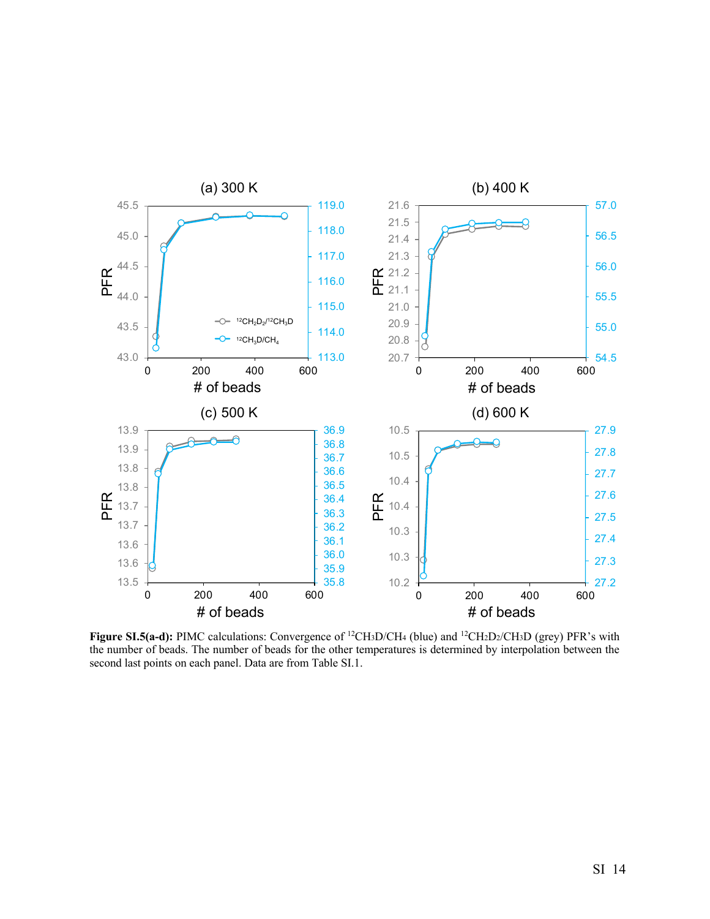(a) 300 K

PFR

45.5
45.0
44.5
44.0
43.5
43.0

119.0
118.0
117.0
116.0
115.0
114.0
113.0

0 200 400 600

# of beads

$^{12}CH_2D_2/^{12}CH_3D$

$^{12}CH_3D/CH_4$

(b) 400 K

PFR

21.6
21.5
21.4
21.3
21.2
21.1
21.0
20.9
20.8
20.7

57.0
56.5
56.0
55.5
55.0
54.5

0 200 400 600

# of beads

(c) 500 K

PFR

13.9
13.9
13.8
13.8
13.7
13.7
13.6
13.6
13.5

36.9
36.8
36.7
36.6
36.5
36.4
36.3
36.2
36.1
36.0
35.9
35.8

0 200 400 600

# of beads

(d) 600 K

PFR

10.5
10.5
10.4
10.4
10.3
10.3
10.2

27.9
27.8
27.7
27.6
27.5
27.4
27.3
27.2

0 200 400 600

# of beads

**Figure SI.5(a-d):** PIMC calculations: Convergence of $^{12}CH_3D/CH_4$ (blue) and $^{12}CH_2D_2/CH_3D$ (grey) PFR's with the number of beads. The number of beads for the other temperatures is determined by interpolation between the second last points on each panel. Data are from Table SI.1.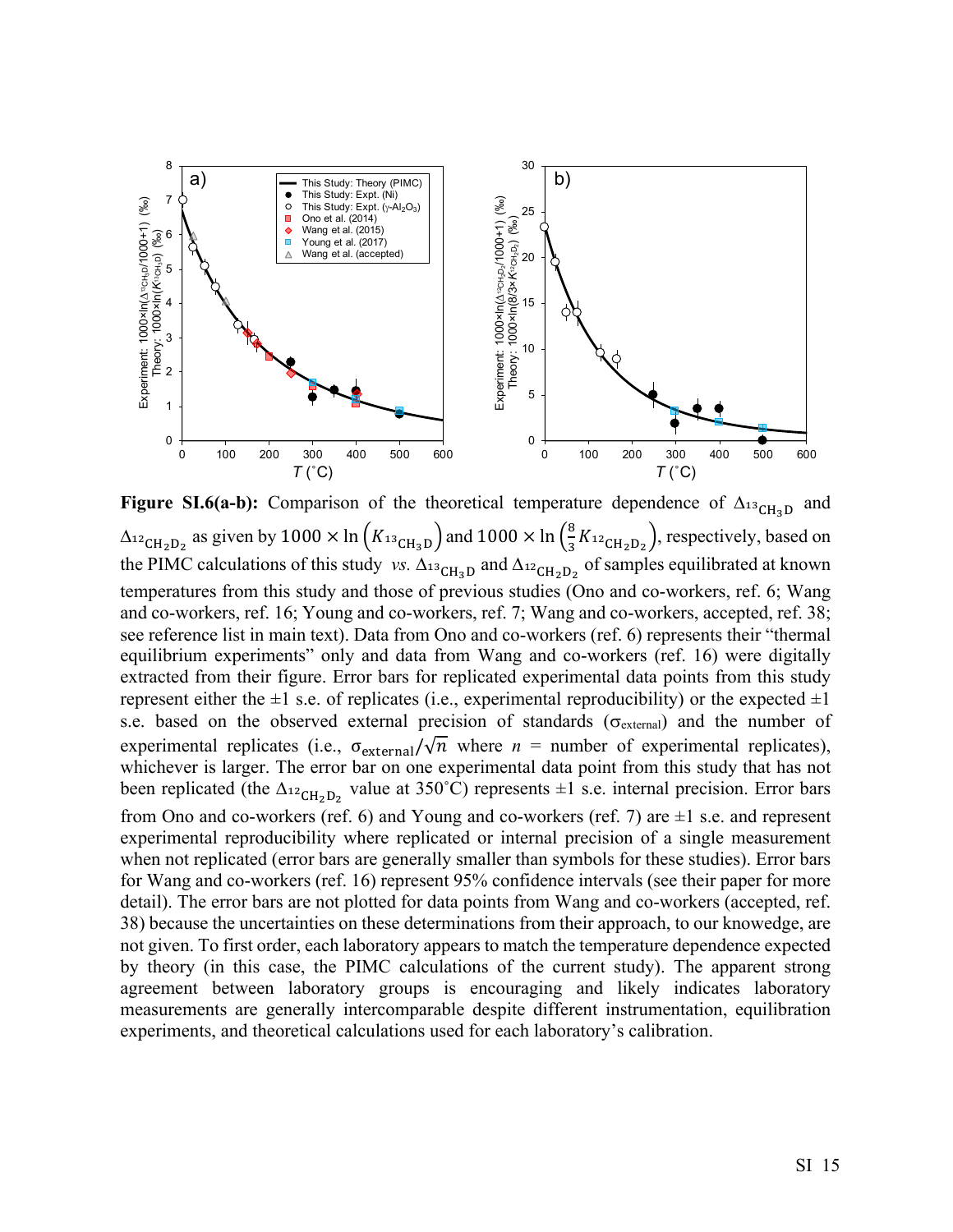a)

This Study: Theory (PIMC)
This Study: Expt. (Ni)
This Study: Expt. (γ-Al$_2$O$_3$)
Ono et al. (2014)
Wang et al. (2015)
Young et al. (2017)
Wang et al. (accepted)

Experiment: $1000\times\ln(\Delta^{13}_{CH_3D}/1000+1)$ (‰)
Theory: $1000\times\ln(K_{^{13}CH_3D})$ (‰)

0
1
2
3
4
5
6
7
8

0
100
200
300
400
500
600

$T$ (˚C)

b)

Experiment: $1000\times\ln(\Delta^{12}_{CH_2D_2}/1000+1)$ (‰)
Theory: $1000\times\ln(8/3\times K_{^{12}CH_2D_2})$ (‰)

0
5
10
15
20
25
30

0
100
200
300
400
500
600

$T$ (˚C)

**Figure SI.6(a-b):** Comparison of the theoretical temperature dependence of $\Delta_{^{13}CH_3D}$ and $\Delta_{^{12}CH_2D_2}$ as given by $1000 \times \ln\left(K_{^{13}CH_3D}\right)$ and $1000 \times \ln\left(\frac{8}{3}K_{^{12}CH_2D_2}\right)$, respectively, based on the PIMC calculations of this study *vs.* $\Delta_{^{13}CH_3D}$ and $\Delta_{^{12}CH_2D_2}$ of samples equilibrated at known temperatures from this study and those of previous studies (Ono and co-workers, ref. 6; Wang and co-workers, ref. 16; Young and co-workers, ref. 7; Wang and co-workers, accepted, ref. 38; see reference list in main text). Data from Ono and co-workers (ref. 6) represents their "thermal equilibrium experiments" only and data from Wang and co-workers (ref. 16) were digitally extracted from their figure. Error bars for replicated experimental data points from this study represent either the ±1 s.e. of replicates (i.e., experimental reproducibility) or the expected ±1 s.e. based on the observed external precision of standards ($\sigma_{external}$) and the number of experimental replicates (i.e., $\sigma_{external}/\sqrt{n}$ where $n$ = number of experimental replicates), whichever is larger. The error bar on one experimental data point from this study that has not been replicated (the $\Delta_{^{12}CH_2D_2}$ value at 350˚C) represents ±1 s.e. internal precision. Error bars from Ono and co-workers (ref. 6) and Young and co-workers (ref. 7) are ±1 s.e. and represent experimental reproducibility where replicated or internal precision of a single measurement when not replicated (error bars are generally smaller than symbols for these studies). Error bars for Wang and co-workers (ref. 16) represent 95% confidence intervals (see their paper for more detail). The error bars are not plotted for data points from Wang and co-workers (accepted, ref. 38) because the uncertainties on these determinations from their approach, to our knowedge, are not given. To first order, each laboratory appears to match the temperature dependence expected by theory (in this case, the PIMC calculations of the current study). The apparent strong agreement between laboratory groups is encouraging and likely indicates laboratory measurements are generally intercomparable despite different instrumentation, equilibration experiments, and theoretical calculations used for each laboratory's calibration.